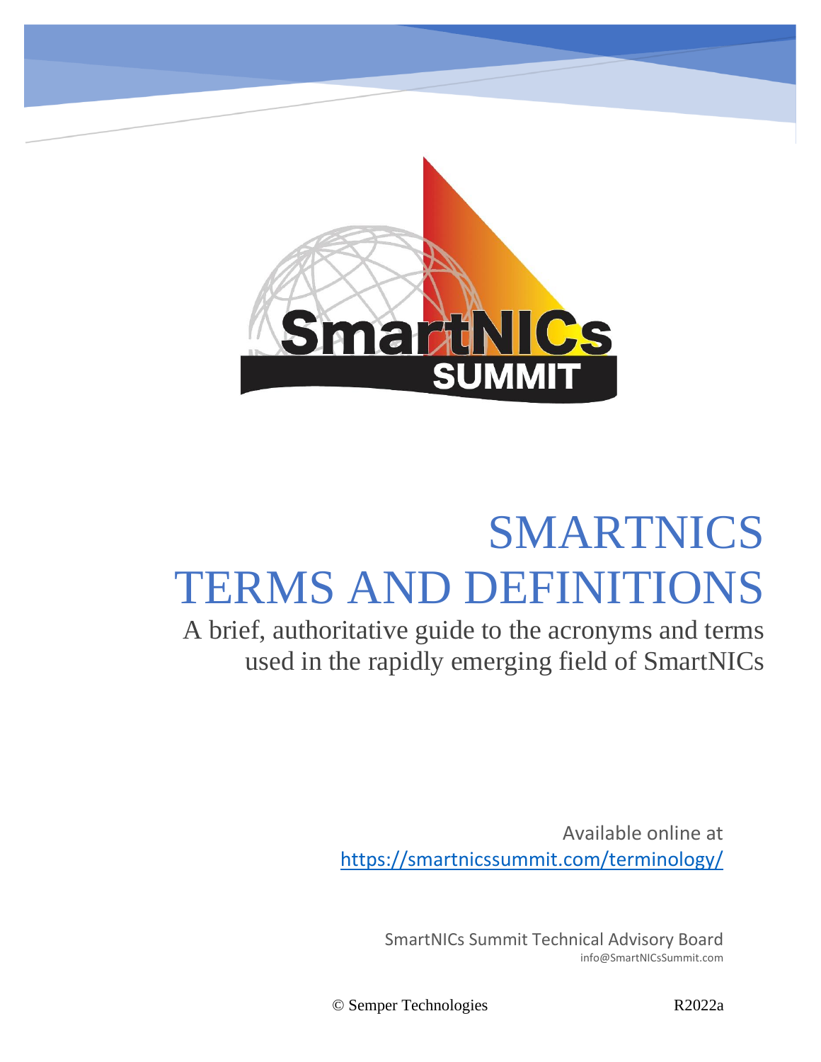# SMARTNICS TERMS AND DEFINITIONS

A brief, authoritative guide to the acronyms and terms used in the rapidly emerging field of SmartNICs

Available online at
https://smartnicssummit.com/terminology/

SmartNICs Summit Technical Advisory Board
info@SmartNICsSummit.com

© Semper Technologies R2022a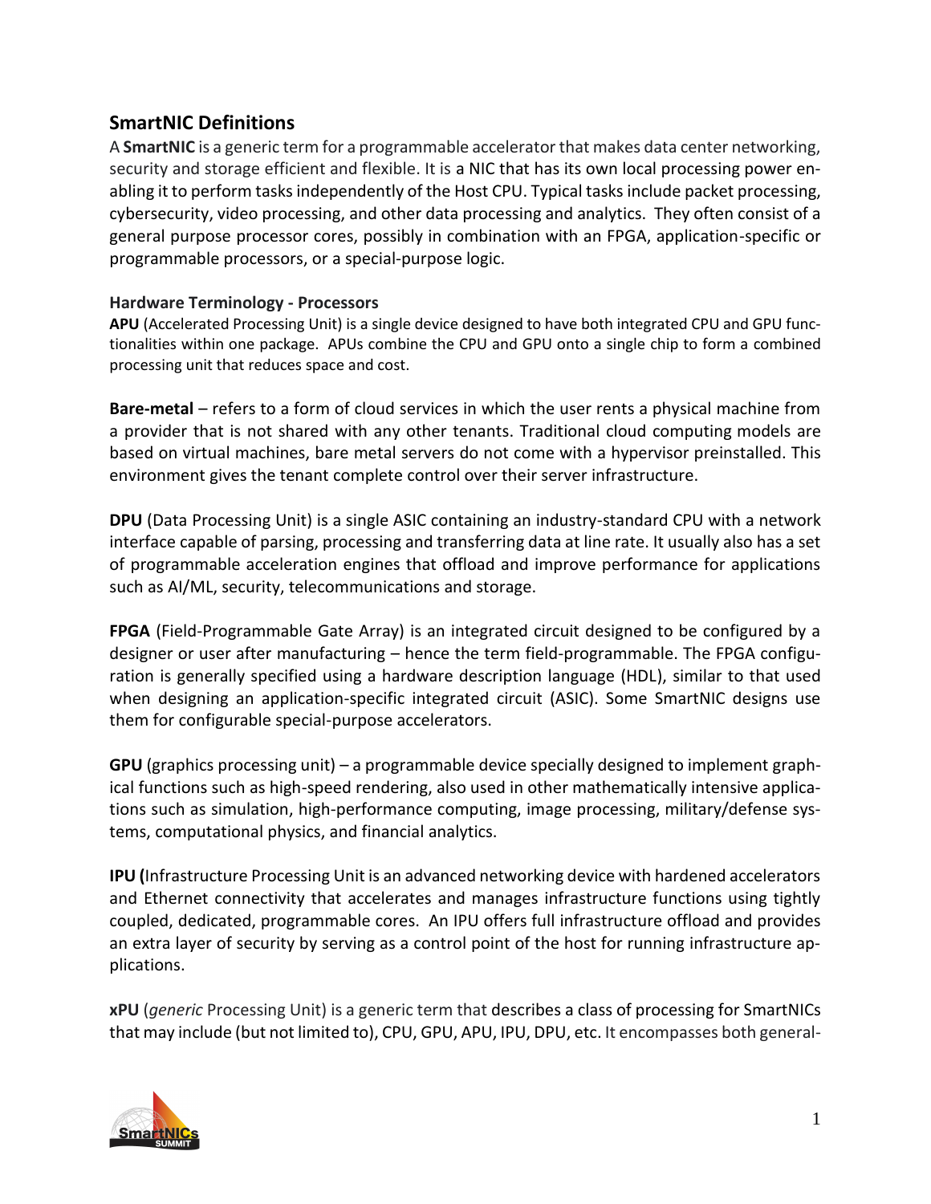## SmartNIC Definitions

A **SmartNIC** is a generic term for a programmable accelerator that makes data center networking, security and storage efficient and flexible. It is a NIC that has its own local processing power enabling it to perform tasks independently of the Host CPU. Typical tasks include packet processing, cybersecurity, video processing, and other data processing and analytics. They often consist of a general purpose processor cores, possibly in combination with an FPGA, application-specific or programmable processors, or a special-purpose logic.

### Hardware Terminology - Processors

**APU** (Accelerated Processing Unit) is a single device designed to have both integrated CPU and GPU functionalities within one package. APUs combine the CPU and GPU onto a single chip to form a combined processing unit that reduces space and cost.

**Bare-metal** – refers to a form of cloud services in which the user rents a physical machine from a provider that is not shared with any other tenants. Traditional cloud computing models are based on virtual machines, bare metal servers do not come with a hypervisor preinstalled. This environment gives the tenant complete control over their server infrastructure.

**DPU** (Data Processing Unit) is a single ASIC containing an industry-standard CPU with a network interface capable of parsing, processing and transferring data at line rate. It usually also has a set of programmable acceleration engines that offload and improve performance for applications such as AI/ML, security, telecommunications and storage.

**FPGA** (Field-Programmable Gate Array) is an integrated circuit designed to be configured by a designer or user after manufacturing – hence the term field-programmable. The FPGA configuration is generally specified using a hardware description language (HDL), similar to that used when designing an application-specific integrated circuit (ASIC). Some SmartNIC designs use them for configurable special-purpose accelerators.

**GPU** (graphics processing unit) – a programmable device specially designed to implement graphical functions such as high-speed rendering, also used in other mathematically intensive applications such as simulation, high-performance computing, image processing, military/defense systems, computational physics, and financial analytics.

**IPU (**Infrastructure Processing Unit is an advanced networking device with hardened accelerators and Ethernet connectivity that accelerates and manages infrastructure functions using tightly coupled, dedicated, programmable cores. An IPU offers full infrastructure offload and provides an extra layer of security by serving as a control point of the host for running infrastructure applications.

**xPU** (*generic* Processing Unit) is a generic term that describes a class of processing for SmartNICs that may include (but not limited to), CPU, GPU, APU, IPU, DPU, etc. It encompasses both general-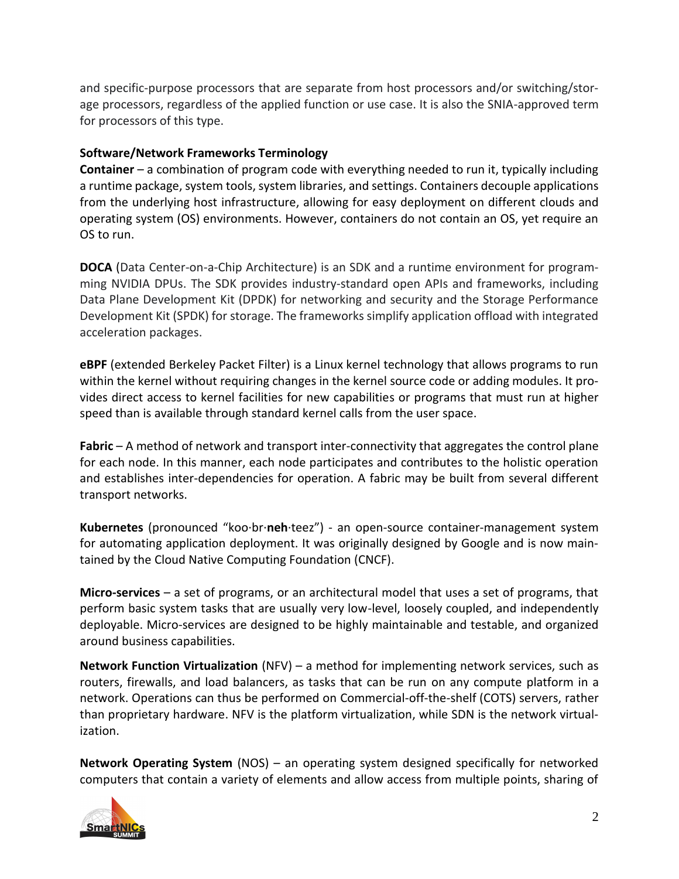and specific-purpose processors that are separate from host processors and/or switching/storage processors, regardless of the applied function or use case. It is also the SNIA-approved term for processors of this type.

**Software/Network Frameworks Terminology**

**Container** – a combination of program code with everything needed to run it, typically including a runtime package, system tools, system libraries, and settings. Containers decouple applications from the underlying host infrastructure, allowing for easy deployment on different clouds and operating system (OS) environments. However, containers do not contain an OS, yet require an OS to run.

**DOCA** (Data Center-on-a-Chip Architecture) is an SDK and a runtime environment for programming NVIDIA DPUs. The SDK provides industry-standard open APIs and frameworks, including Data Plane Development Kit (DPDK) for networking and security and the Storage Performance Development Kit (SPDK) for storage. The frameworks simplify application offload with integrated acceleration packages.

**eBPF** (extended Berkeley Packet Filter) is a Linux kernel technology that allows programs to run within the kernel without requiring changes in the kernel source code or adding modules. It provides direct access to kernel facilities for new capabilities or programs that must run at higher speed than is available through standard kernel calls from the user space.

**Fabric** – A method of network and transport inter-connectivity that aggregates the control plane for each node. In this manner, each node participates and contributes to the holistic operation and establishes inter-dependencies for operation. A fabric may be built from several different transport networks.

**Kubernetes** (pronounced "koo·br·**neh**·teez") - an open-source container-management system for automating application deployment. It was originally designed by Google and is now maintained by the Cloud Native Computing Foundation (CNCF).

**Micro-services** – a set of programs, or an architectural model that uses a set of programs, that perform basic system tasks that are usually very low-level, loosely coupled, and independently deployable. Micro-services are designed to be highly maintainable and testable, and organized around business capabilities.

**Network Function Virtualization** (NFV) – a method for implementing network services, such as routers, firewalls, and load balancers, as tasks that can be run on any compute platform in a network. Operations can thus be performed on Commercial-off-the-shelf (COTS) servers, rather than proprietary hardware. NFV is the platform virtualization, while SDN is the network virtualization.

**Network Operating System** (NOS) – an operating system designed specifically for networked computers that contain a variety of elements and allow access from multiple points, sharing of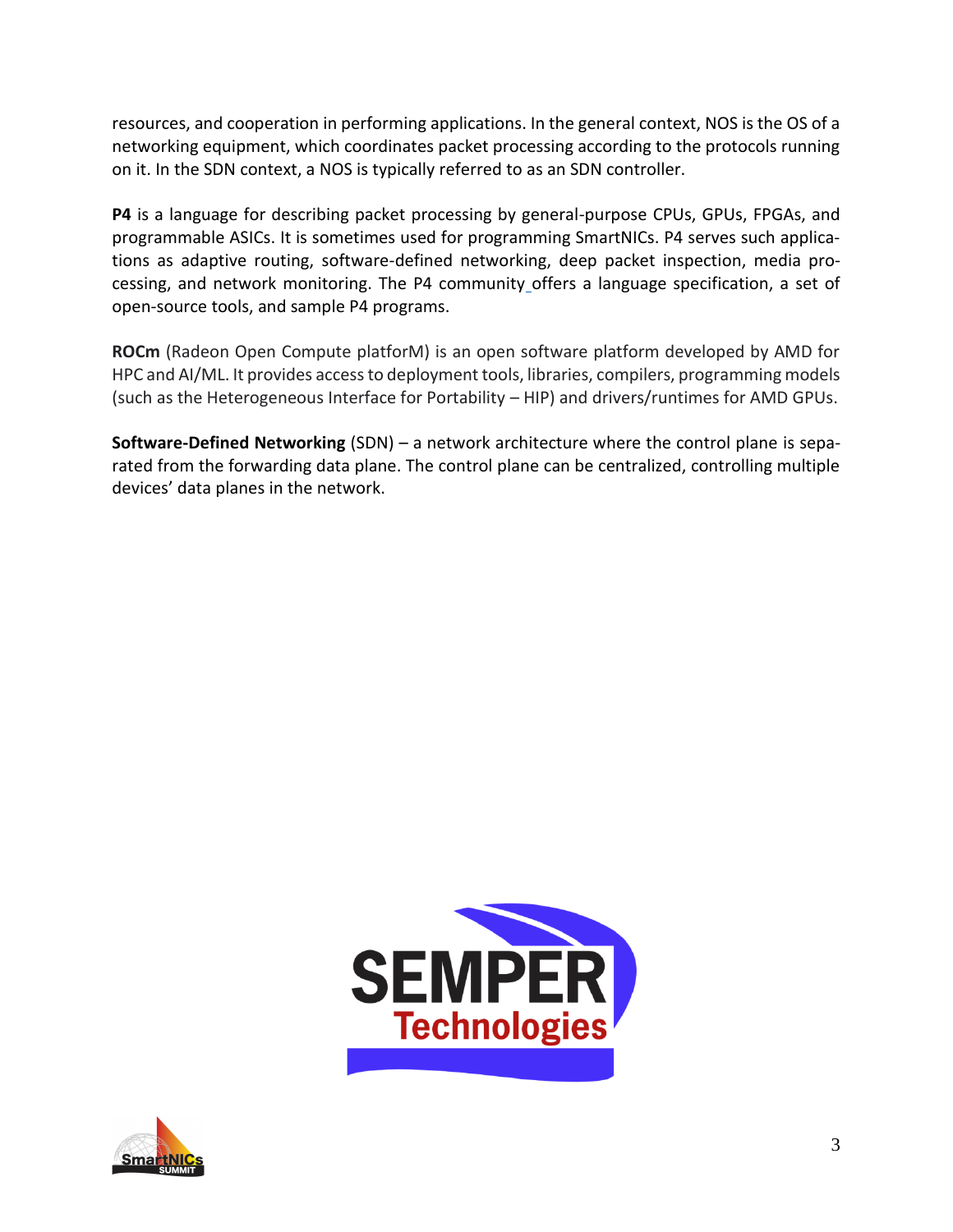resources, and cooperation in performing applications. In the general context, NOS is the OS of a networking equipment, which coordinates packet processing according to the protocols running on it. In the SDN context, a NOS is typically referred to as an SDN controller.

**P4** is a language for describing packet processing by general-purpose CPUs, GPUs, FPGAs, and programmable ASICs. It is sometimes used for programming SmartNICs. P4 serves such applications as adaptive routing, software-defined networking, deep packet inspection, media processing, and network monitoring. The P4 community offers a language specification, a set of open-source tools, and sample P4 programs.

**ROCm** (Radeon Open Compute platforM) is an open software platform developed by AMD for HPC and AI/ML. It provides access to deployment tools, libraries, compilers, programming models (such as the Heterogeneous Interface for Portability – HIP) and drivers/runtimes for AMD GPUs.

**Software-Defined Networking** (SDN) – a network architecture where the control plane is separated from the forwarding data plane. The control plane can be centralized, controlling multiple devices' data planes in the network.

SEMPER Technologies